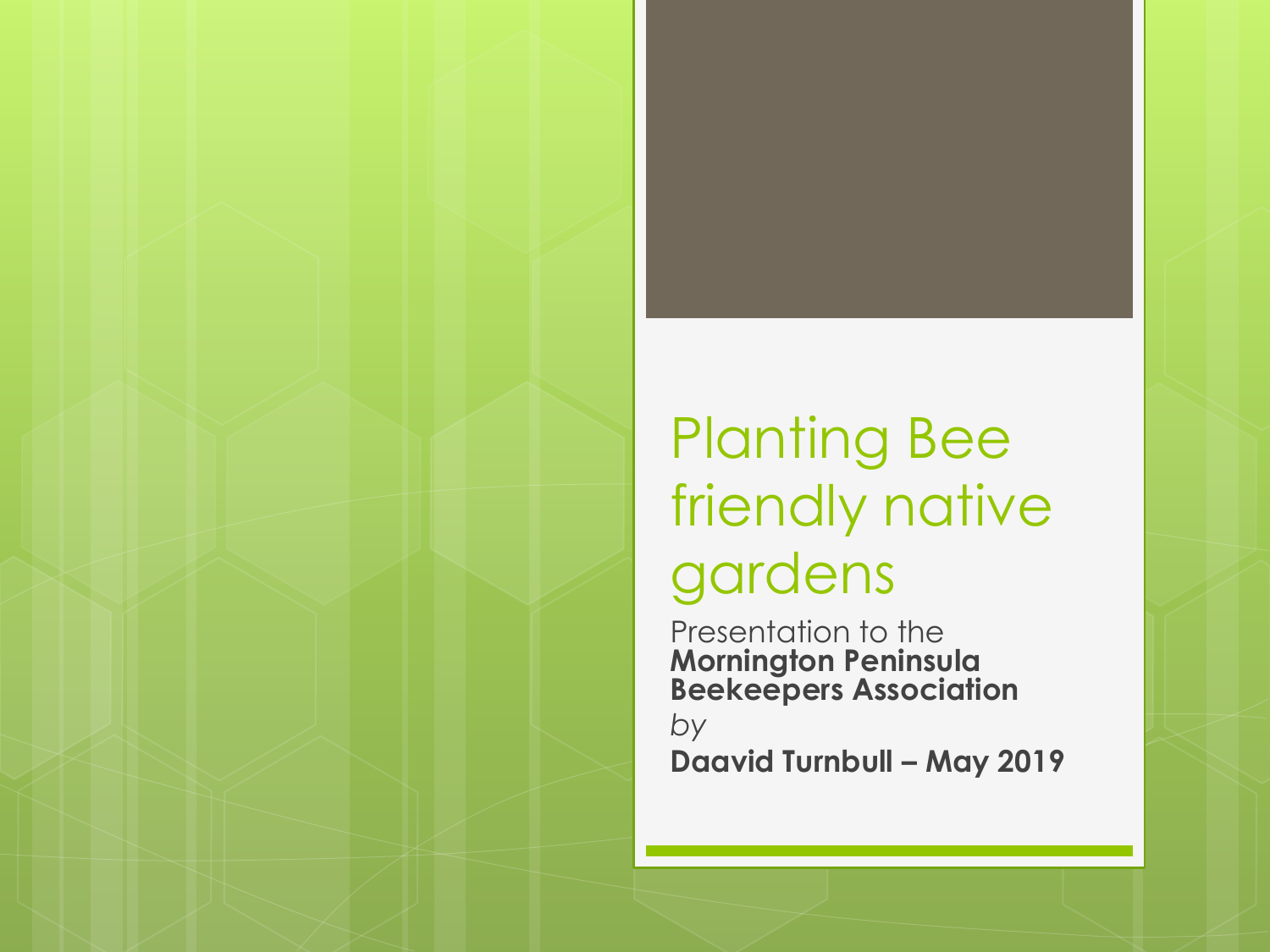# Planting Bee friendly native gardens

Presentation to the **Mornington Peninsula Beekeepers Association**

*by*

**Daavid Turnbull – May 2019**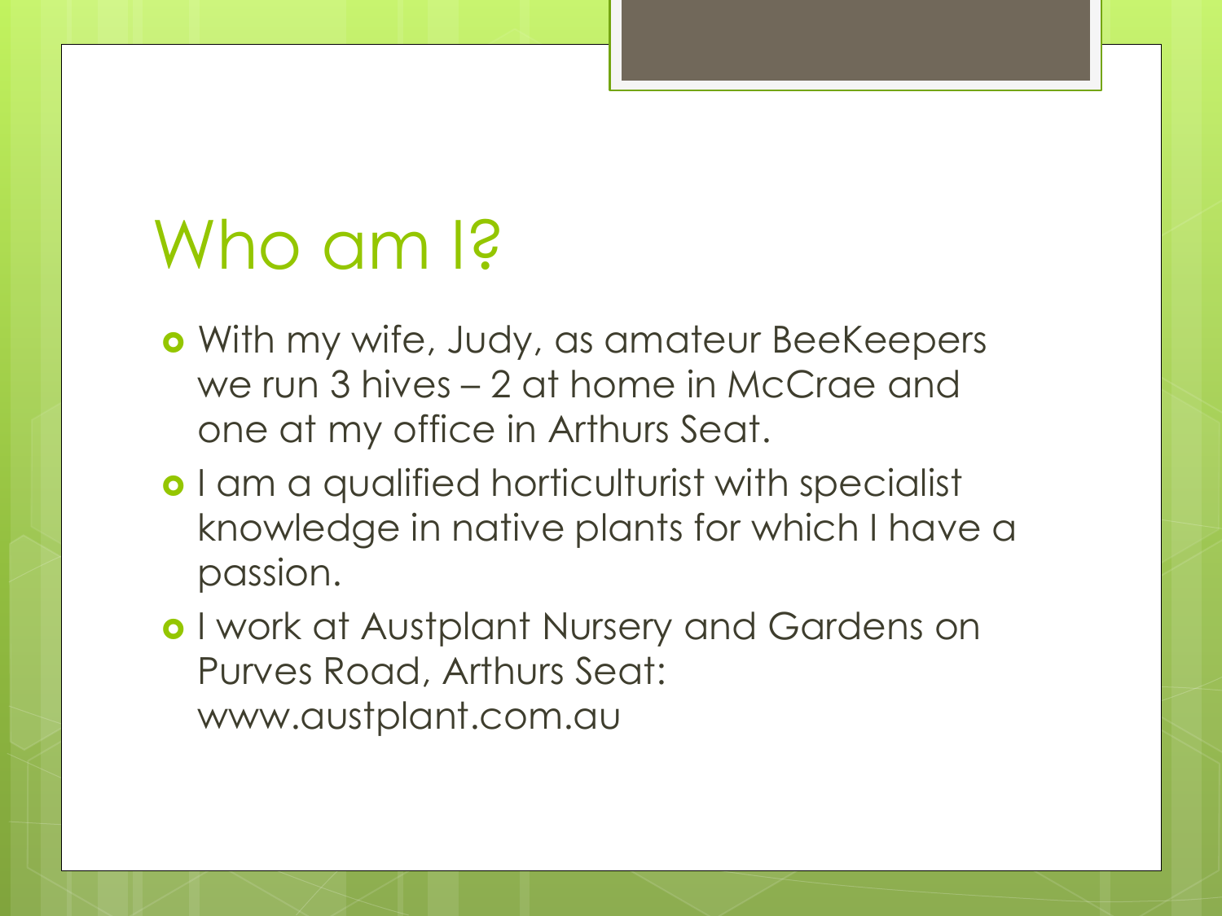# Who am I?

- With my wife, Judy, as amateur BeeKeepers we run 3 hives – 2 at home in McCrae and one at my office in Arthurs Seat.
- I am a qualified horticulturist with specialist knowledge in native plants for which I have a passion.
- I work at Austplant Nursery and Gardens on Purves Road, Arthurs Seat: www.austplant.com.au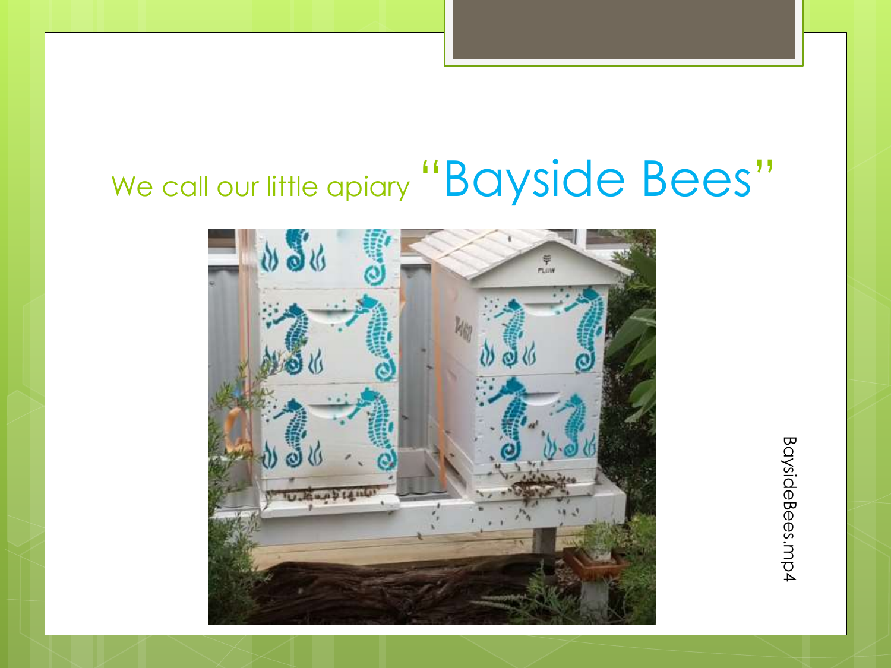We call our little apiary "Bayside Bees"

BaysideBees.mp4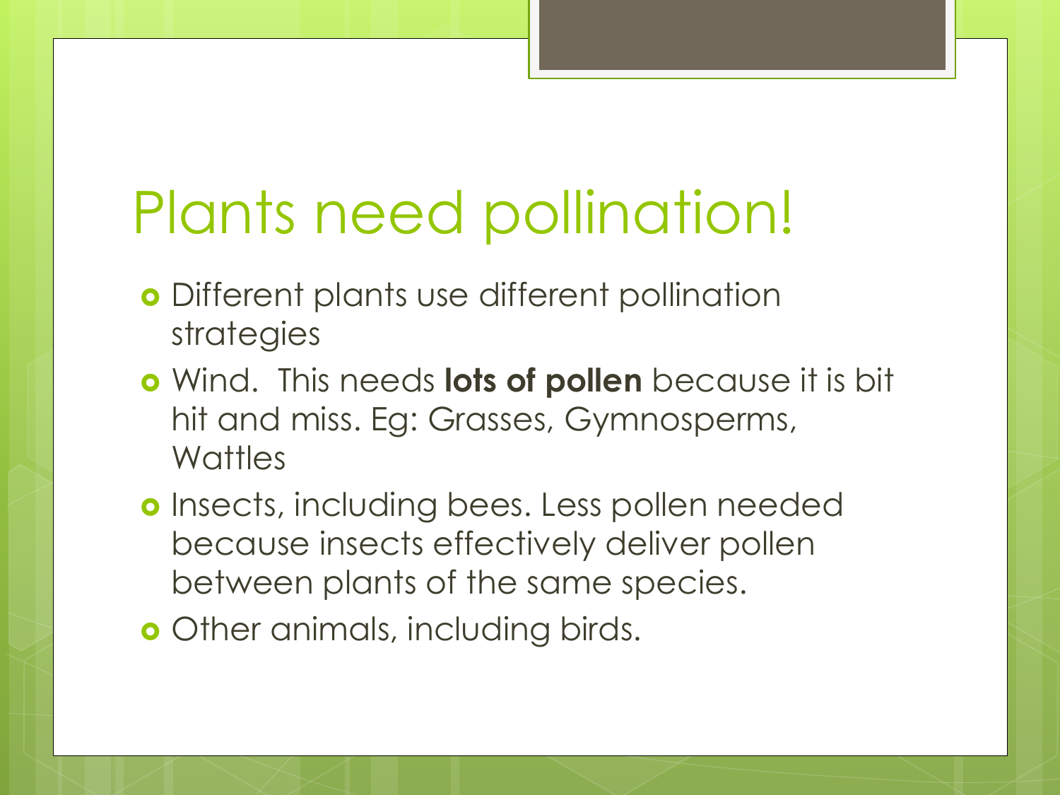# Plants need pollination!

- Different plants use different pollination strategies
- Wind.  This needs **lots of pollen** because it is bit hit and miss. Eg: Grasses, Gymnosperms, Wattles
- Insects, including bees. Less pollen needed because insects effectively deliver pollen between plants of the same species.
- Other animals, including birds.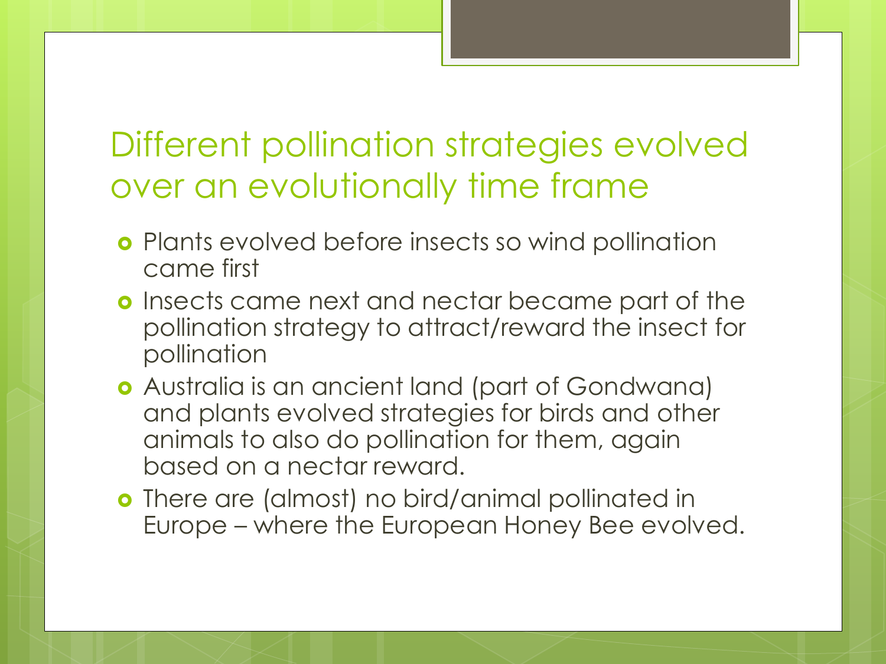# Different pollination strategies evolved over an evolutionally time frame

- Plants evolved before insects so wind pollination came first
- Insects came next and nectar became part of the pollination strategy to attract/reward the insect for pollination
- Australia is an ancient land (part of Gondwana) and plants evolved strategies for birds and other animals to also do pollination for them, again based on a nectar reward.
- There are (almost) no bird/animal pollinated in Europe – where the European Honey Bee evolved.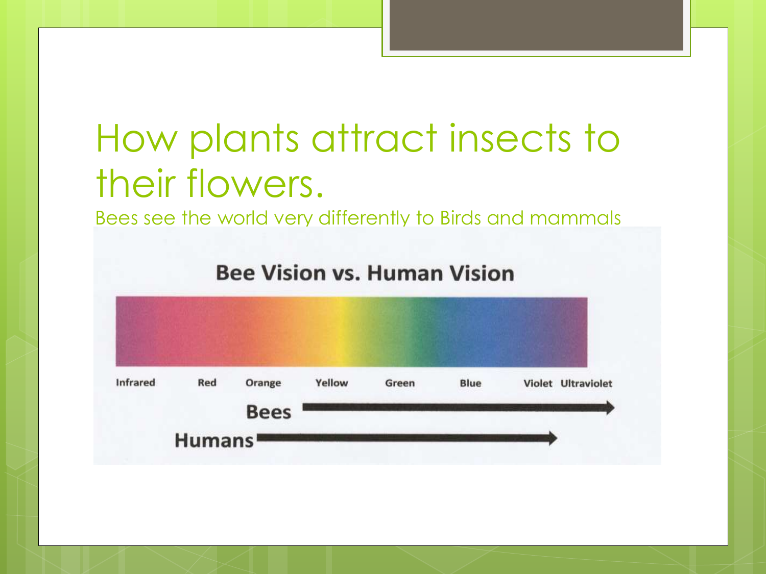# How plants attract insects to their flowers.

Bees see the world very differently to Birds and mammals

**Bee Vision vs. Human Vision**

Infrared Red Orange Yellow Green Blue Violet Ultraviolet

**Bees**

**Humans**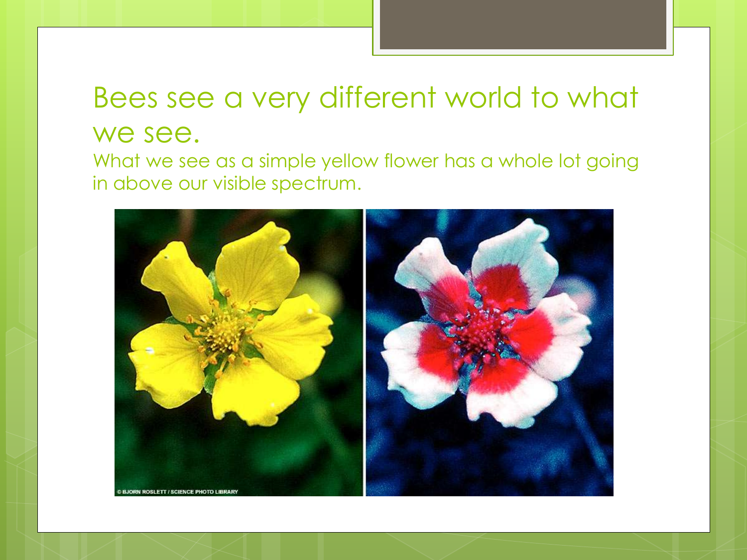# Bees see a very different world to what we see.

What we see as a simple yellow flower has a whole lot going in above our visible spectrum.

© BJORN ROSLETT / SCIENCE PHOTO LIBRARY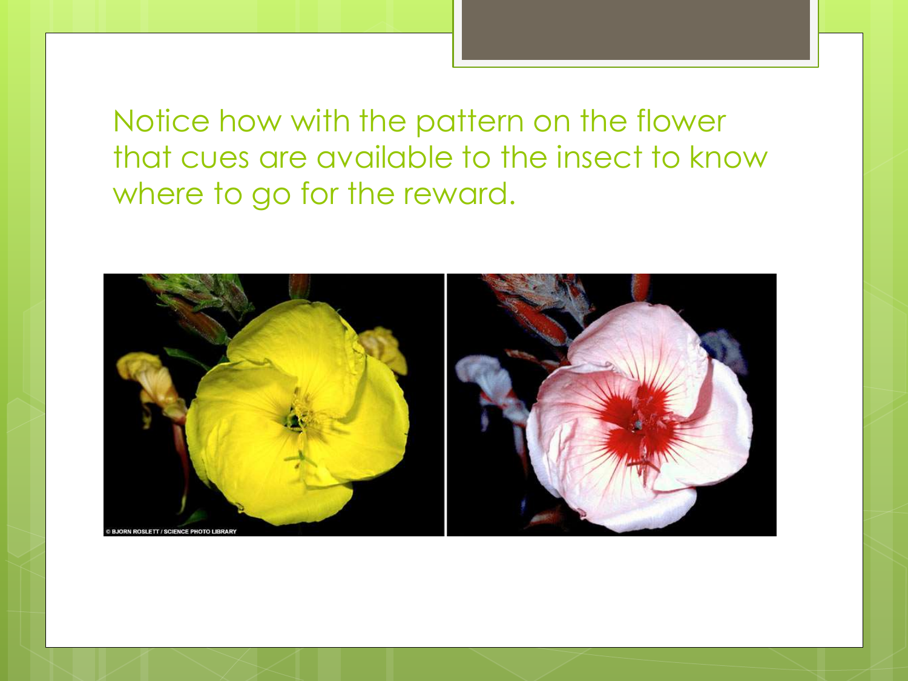Notice how with the pattern on the flower that cues are available to the insect to know where to go for the reward.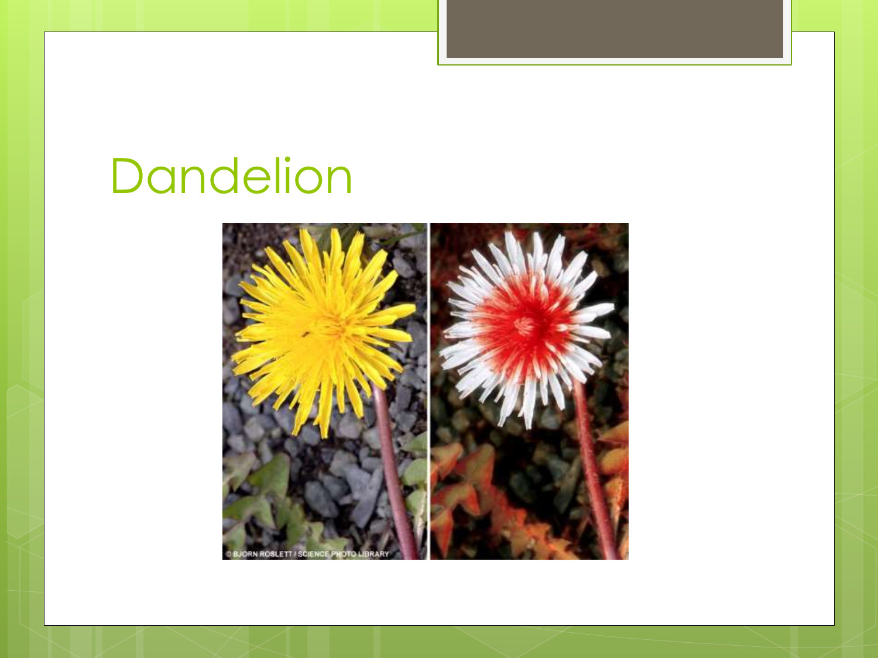# Dandelion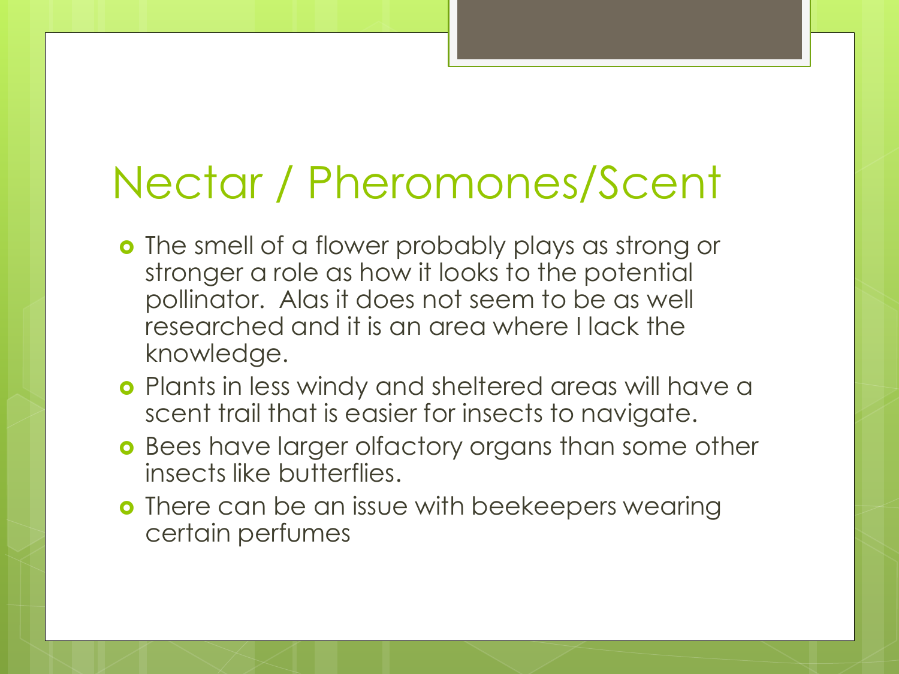# Nectar / Pheromones/Scent

- The smell of a flower probably plays as strong or stronger a role as how it looks to the potential pollinator. Alas it does not seem to be as well researched and it is an area where I lack the knowledge.
- Plants in less windy and sheltered areas will have a scent trail that is easier for insects to navigate.
- Bees have larger olfactory organs than some other insects like butterflies.
- There can be an issue with beekeepers wearing certain perfumes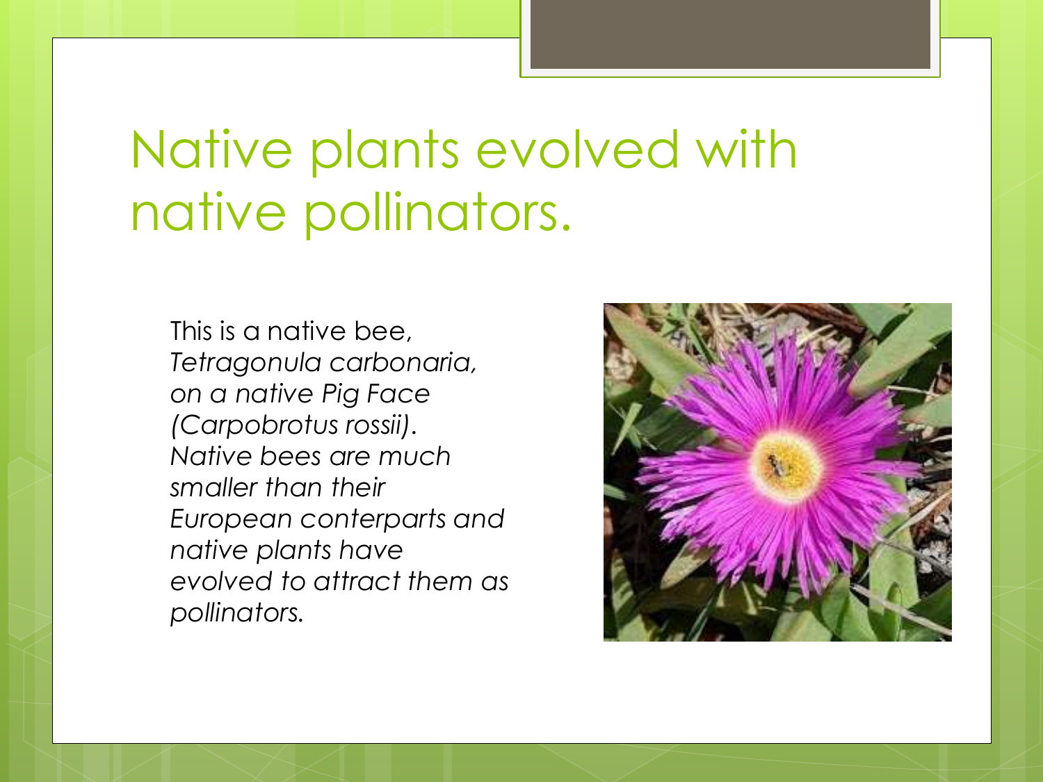# Native plants evolved with native pollinators.

This is a native bee, *Tetragonula carbonaria, on a native Pig Face (Carpobrotus rossii). Native bees are much smaller than their European conterparts and native plants have evolved to attract them as pollinators.*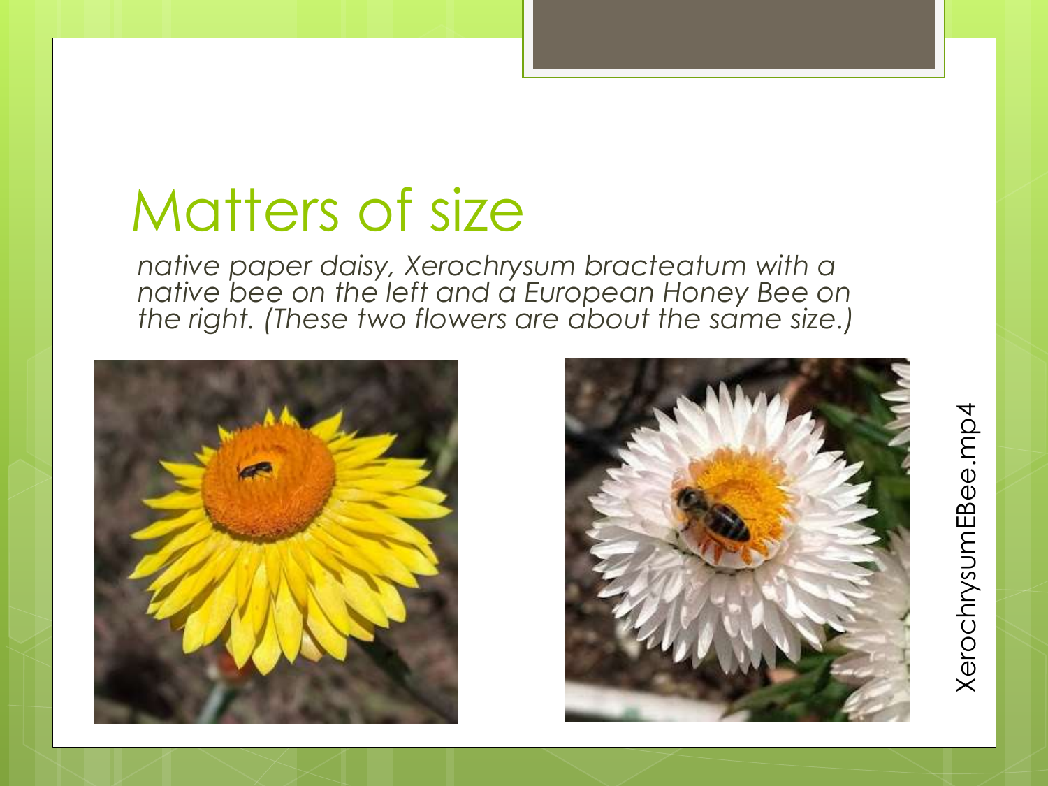# Matters of size

*native paper daisy, Xerochrysum bracteatum with a native bee on the left and a European Honey Bee on the right. (These two flowers are about the same size.)*

XerochrysumEBee.mp4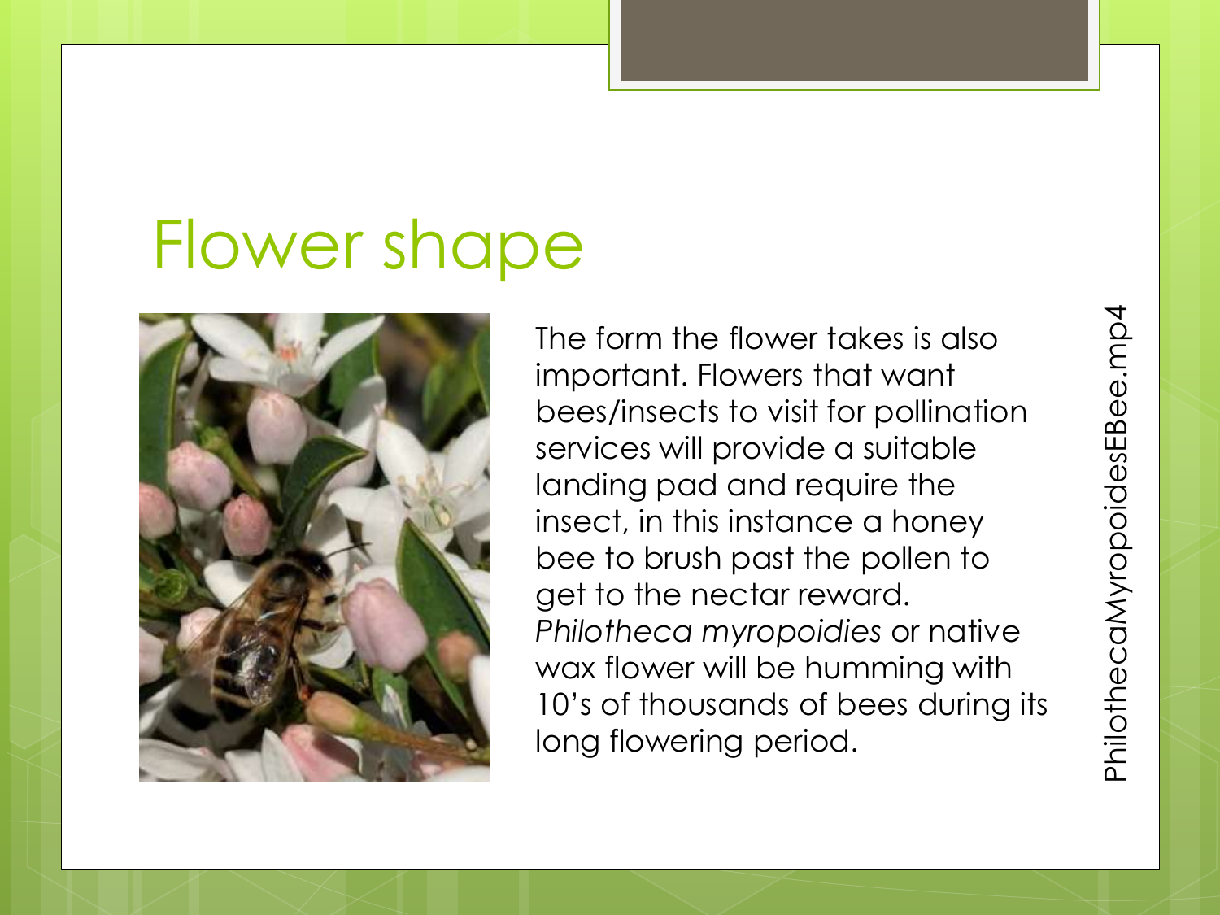# Flower shape

The form the flower takes is also important. Flowers that want bees/insects to visit for pollination services will provide a suitable landing pad and require the insect, in this instance a honey bee to brush past the pollen to get to the nectar reward. *Philotheca myropoidies* or native wax flower will be humming with 10's of thousands of bees during its long flowering period.

PhilothecaMyropoidesEBee.mp4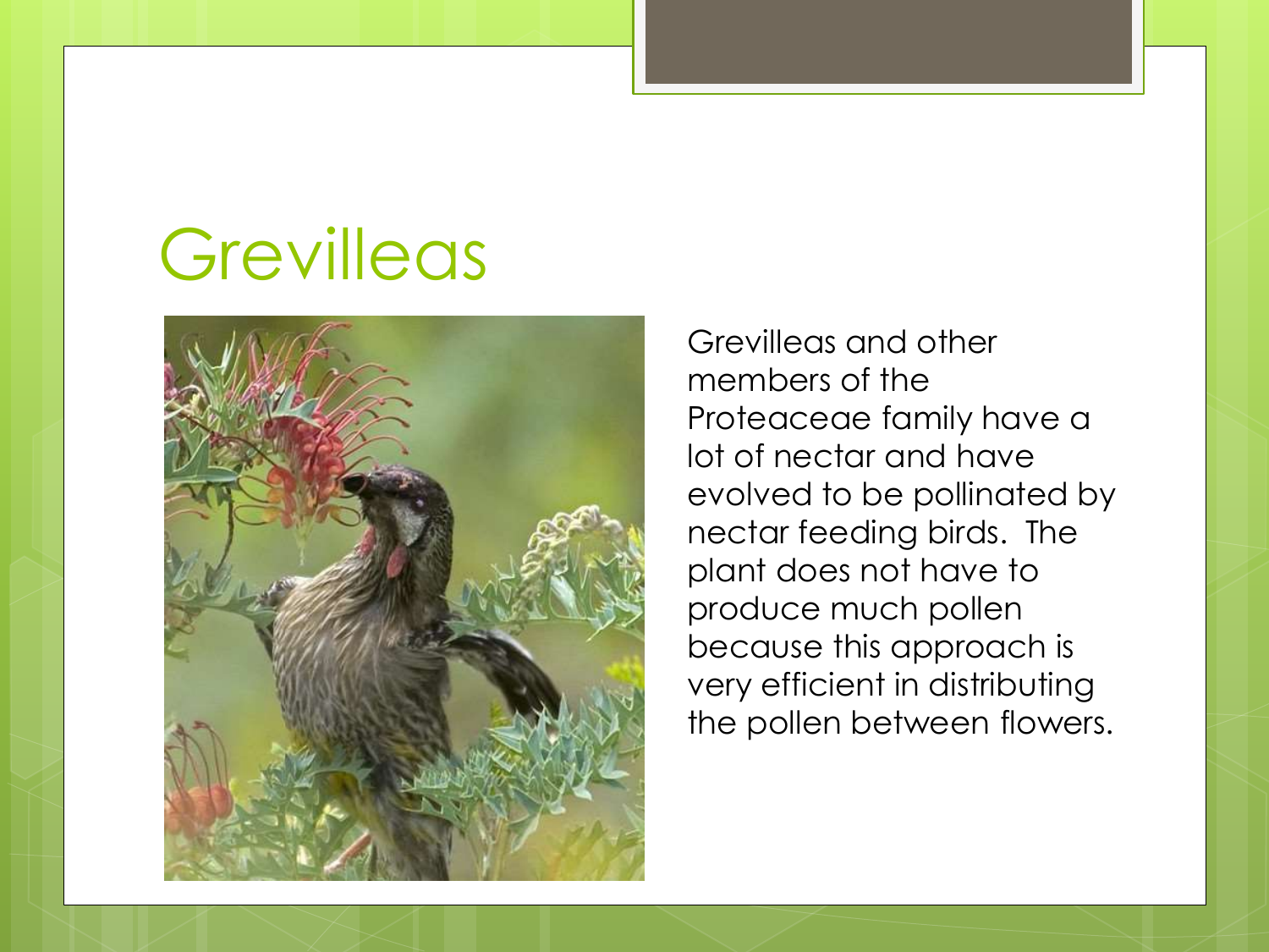# Grevilleas

Grevilleas and other members of the Proteaceae family have a lot of nectar and have evolved to be pollinated by nectar feeding birds. The plant does not have to produce much pollen because this approach is very efficient in distributing the pollen between flowers.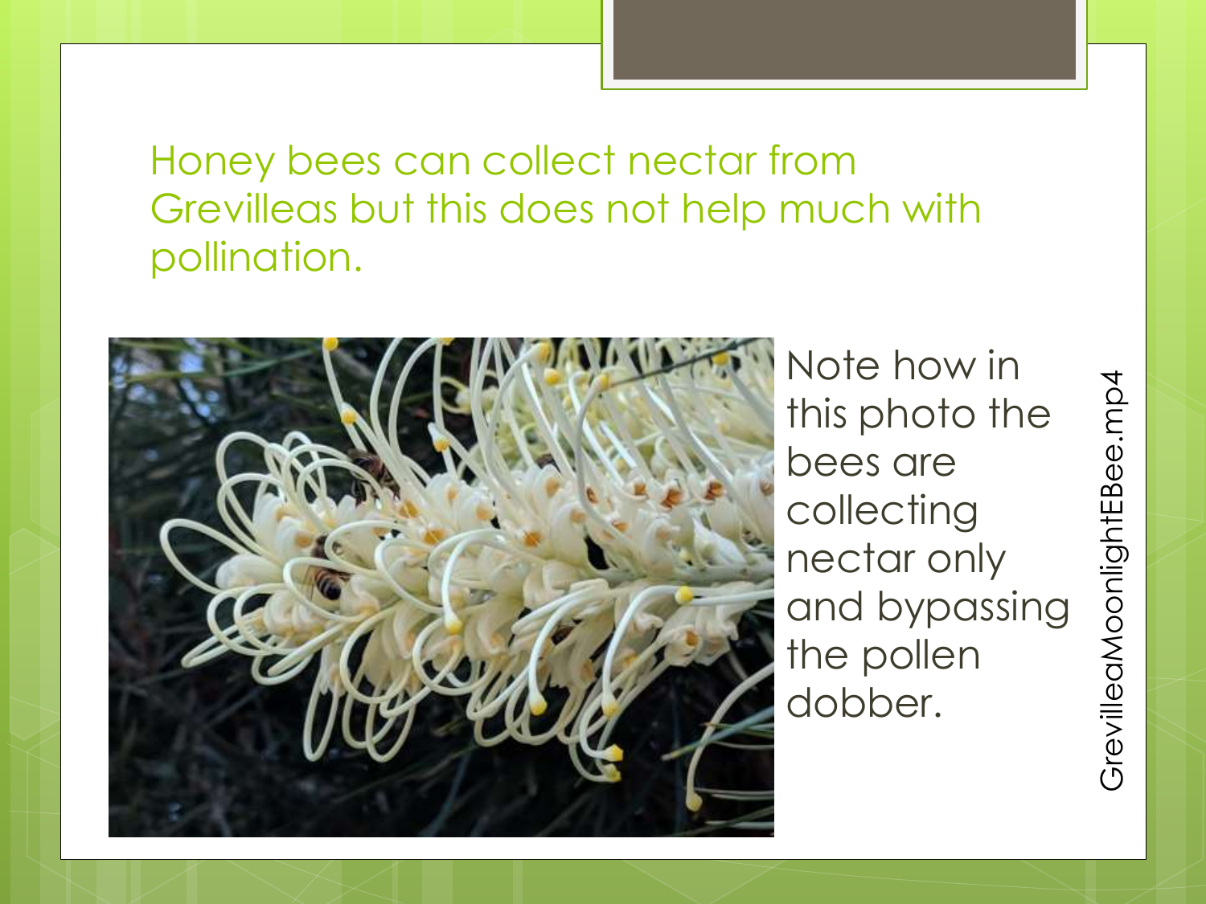# Honey bees can collect nectar from Grevilleas but this does not help much with pollination.

Note how in this photo the bees are collecting nectar only and bypassing the pollen dobber.

GrevilleaMoonlightEBee.mp4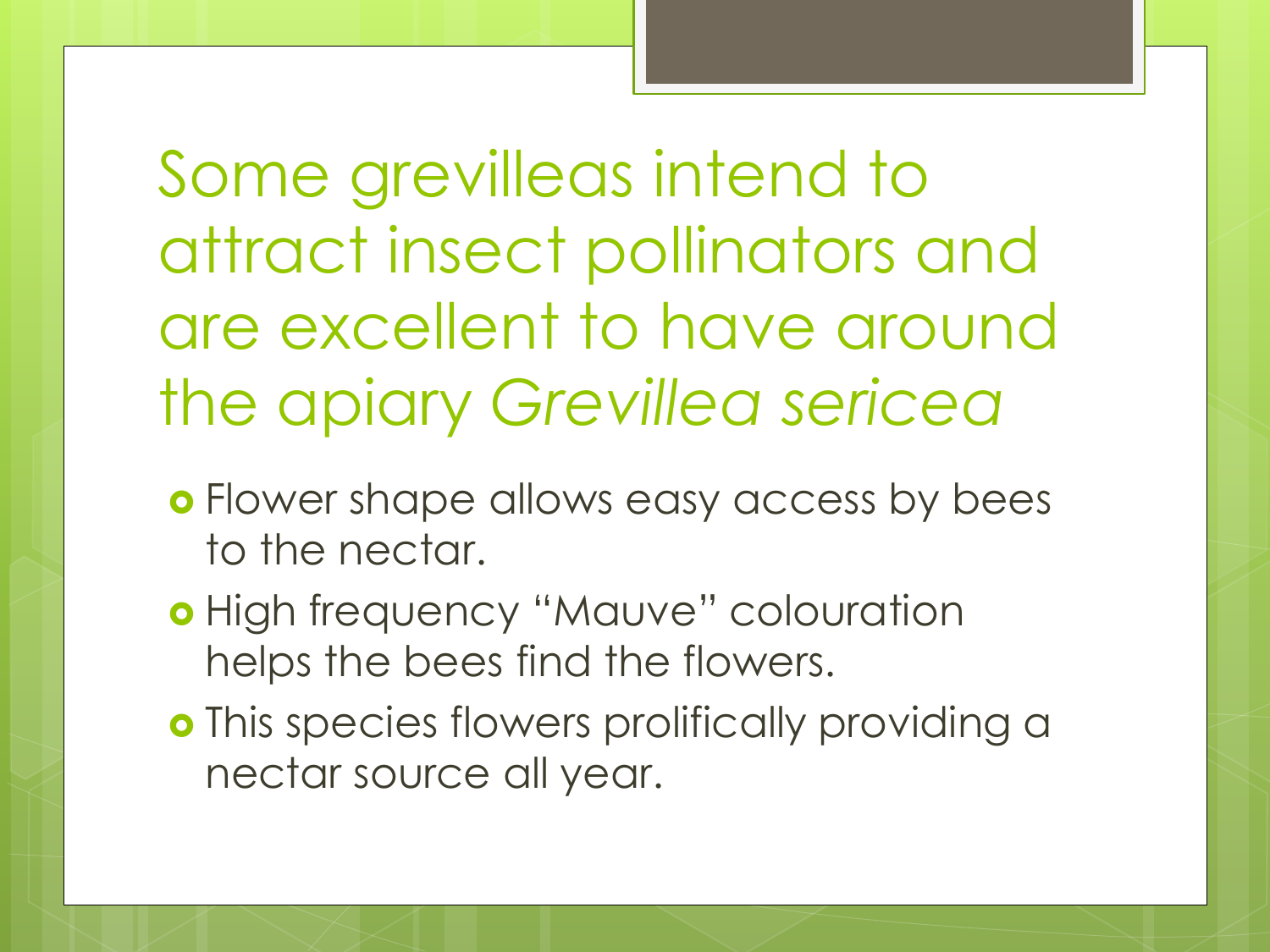# Some grevilleas intend to attract insect pollinators and are excellent to have around the apiary *Grevillea sericea*

- Flower shape allows easy access by bees to the nectar.
- High frequency "Mauve" colouration helps the bees find the flowers.
- This species flowers prolifically providing a nectar source all year.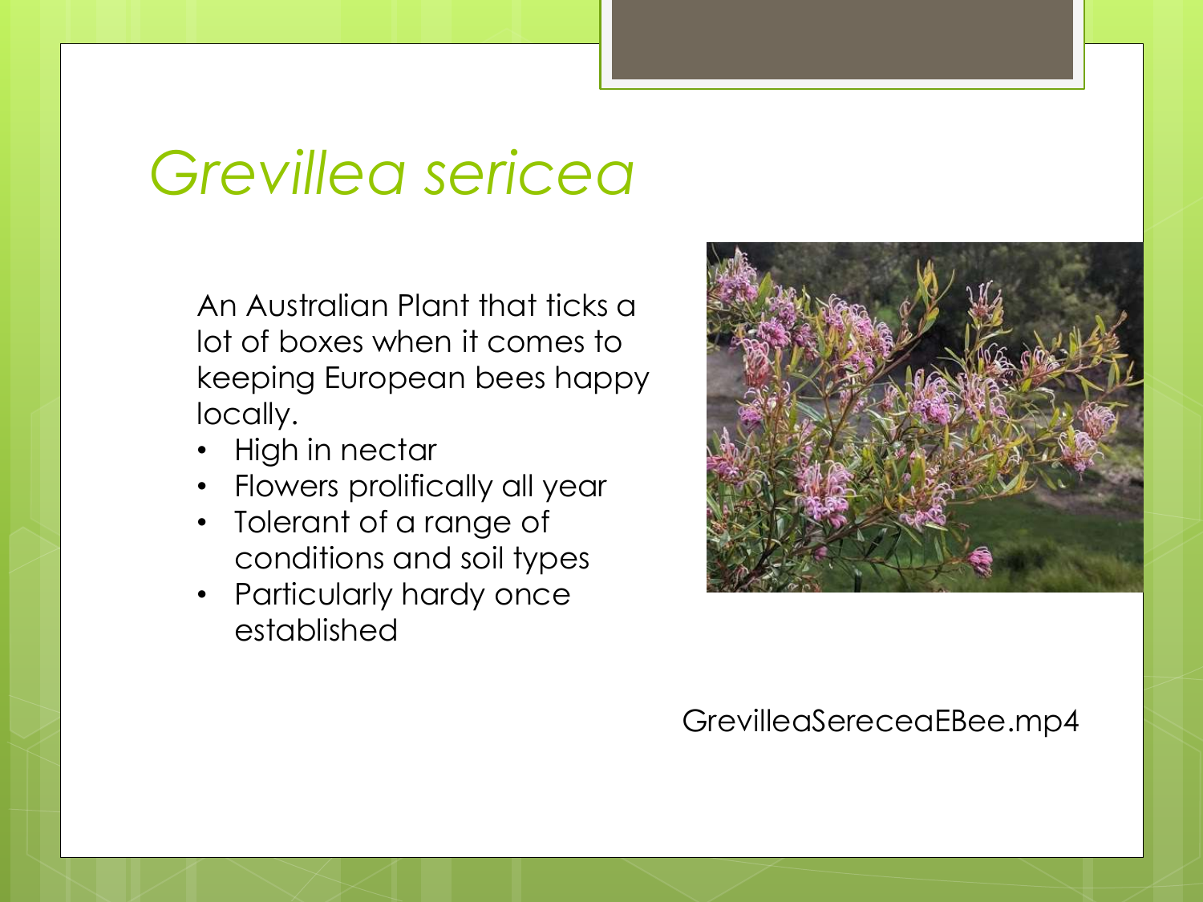# *Grevillea sericea*

An Australian Plant that ticks a lot of boxes when it comes to keeping European bees happy locally.

- High in nectar
- Flowers prolifically all year
- Tolerant of a range of conditions and soil types
- Particularly hardy once established

GrevilleaSereceaEBee.mp4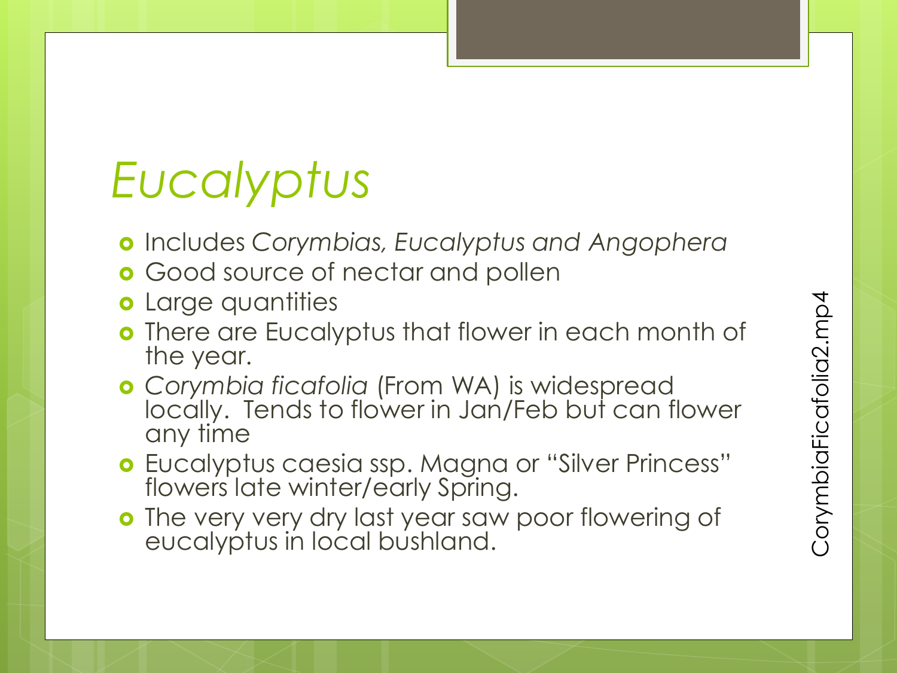# *Eucalyptus*

- Includes *Corymbias, Eucalyptus and Angophera*
- Good source of nectar and pollen
- Large quantities
- There are Eucalyptus that flower in each month of the year.
- *Corymbia ficafolia* (From WA) is widespread locally. Tends to flower in Jan/Feb but can flower any time
- Eucalyptus caesia ssp. Magna or "Silver Princess" flowers late winter/early Spring.
- The very very dry last year saw poor flowering of eucalyptus in local bushland.

CorymbiaFicafolia2.mp4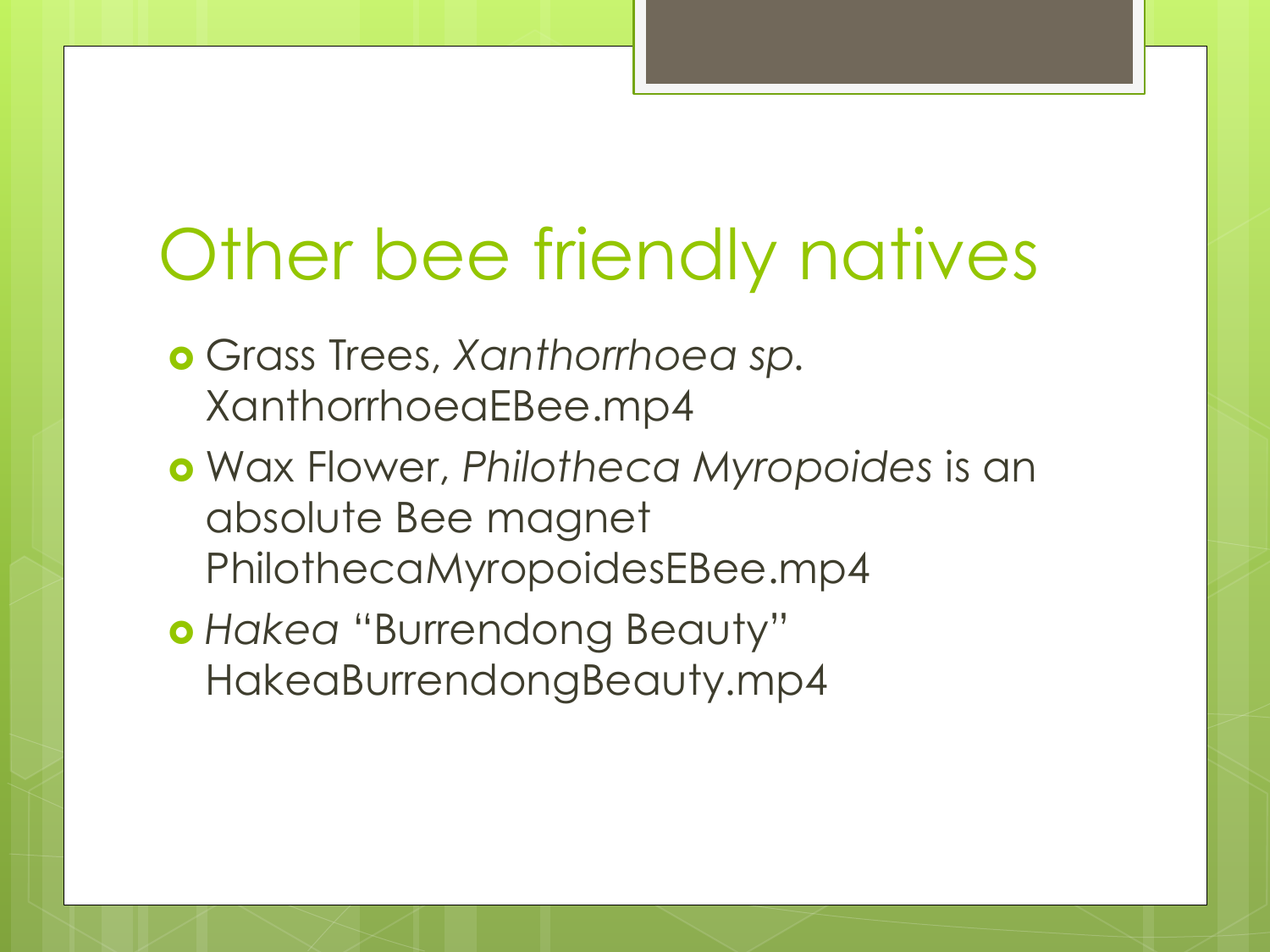# Other bee friendly natives

- Grass Trees, *Xanthorrhoea sp.* XanthorrhoeaEBee.mp4
- Wax Flower, *Philotheca Myropoides* is an absolute Bee magnet PhilothecaMyropoidesEBee.mp4
- *Hakea* "Burrendong Beauty" HakeaBurrendongBeauty.mp4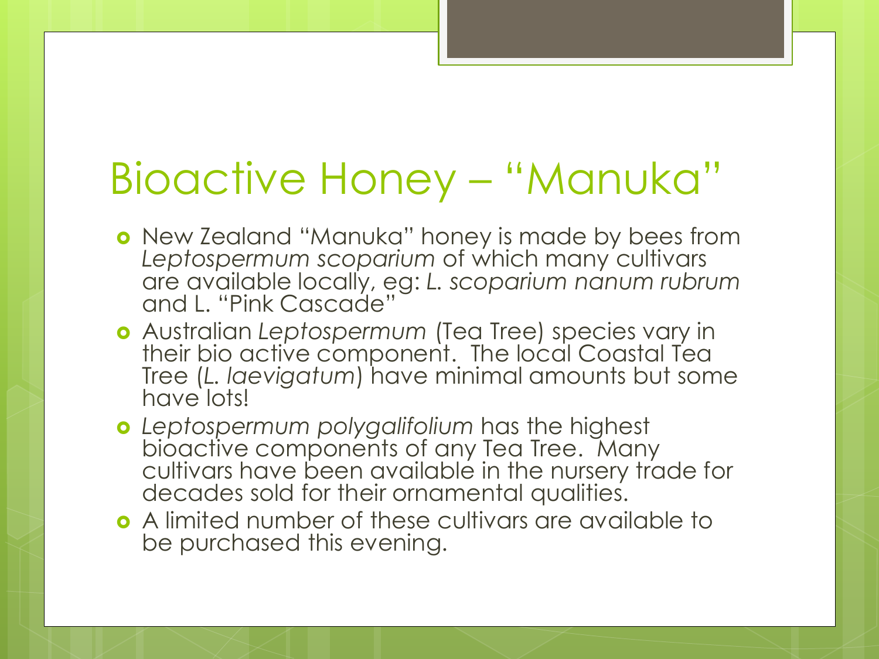# Bioactive Honey – "Manuka"

- New Zealand "Manuka" honey is made by bees from *Leptospermum scoparium* of which many cultivars are available locally, eg: *L. scoparium nanum rubrum* and L. "Pink Cascade"
- Australian *Leptospermum* (Tea Tree) species vary in their bio active component. The local Coastal Tea Tree (*L. laevigatum*) have minimal amounts but some have lots!
- *Leptospermum polygalifolium* has the highest bioactive components of any Tea Tree. Many cultivars have been available in the nursery trade for decades sold for their ornamental qualities.
- A limited number of these cultivars are available to be purchased this evening.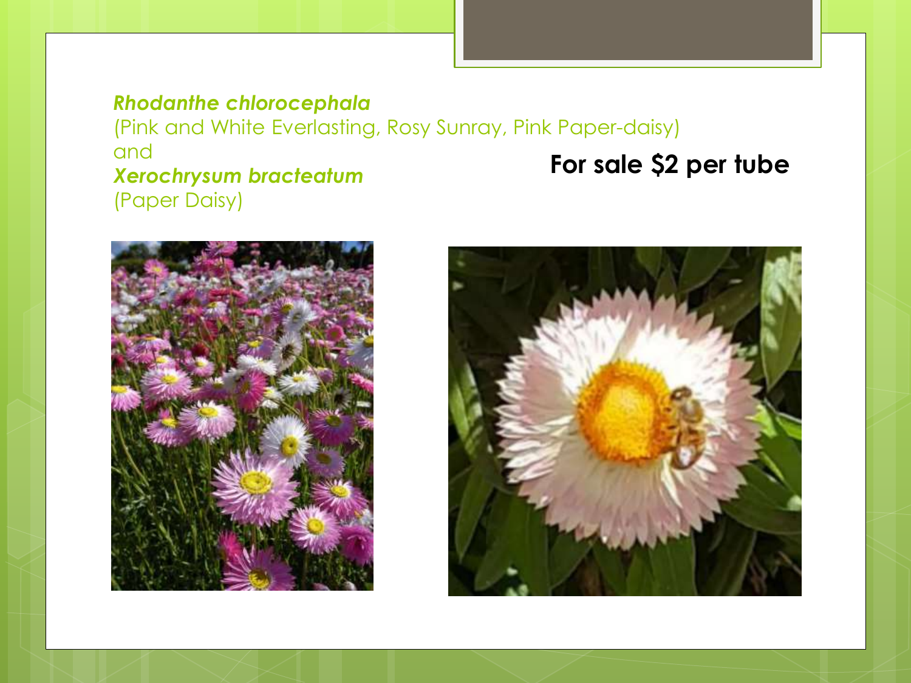***Rhodanthe chlorocephala***
(Pink and White Everlasting, Rosy Sunray, Pink Paper-daisy)
and
***Xerochrysum bracteatum***
(Paper Daisy)

**For sale $2 per tube**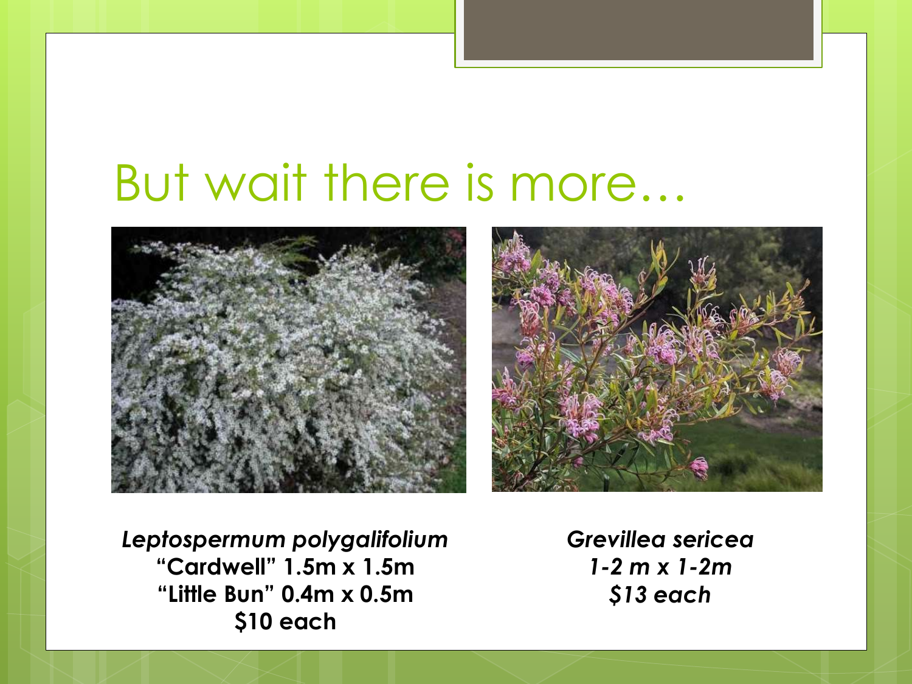# But wait there is more…

***Leptospermum polygalifolium***
**"Cardwell" 1.5m x 1.5m**
**"Little Bun" 0.4m x 0.5m**
**$10 each**

***Grevillea sericea***
***1-2 m x 1-2m***
***$13 each***